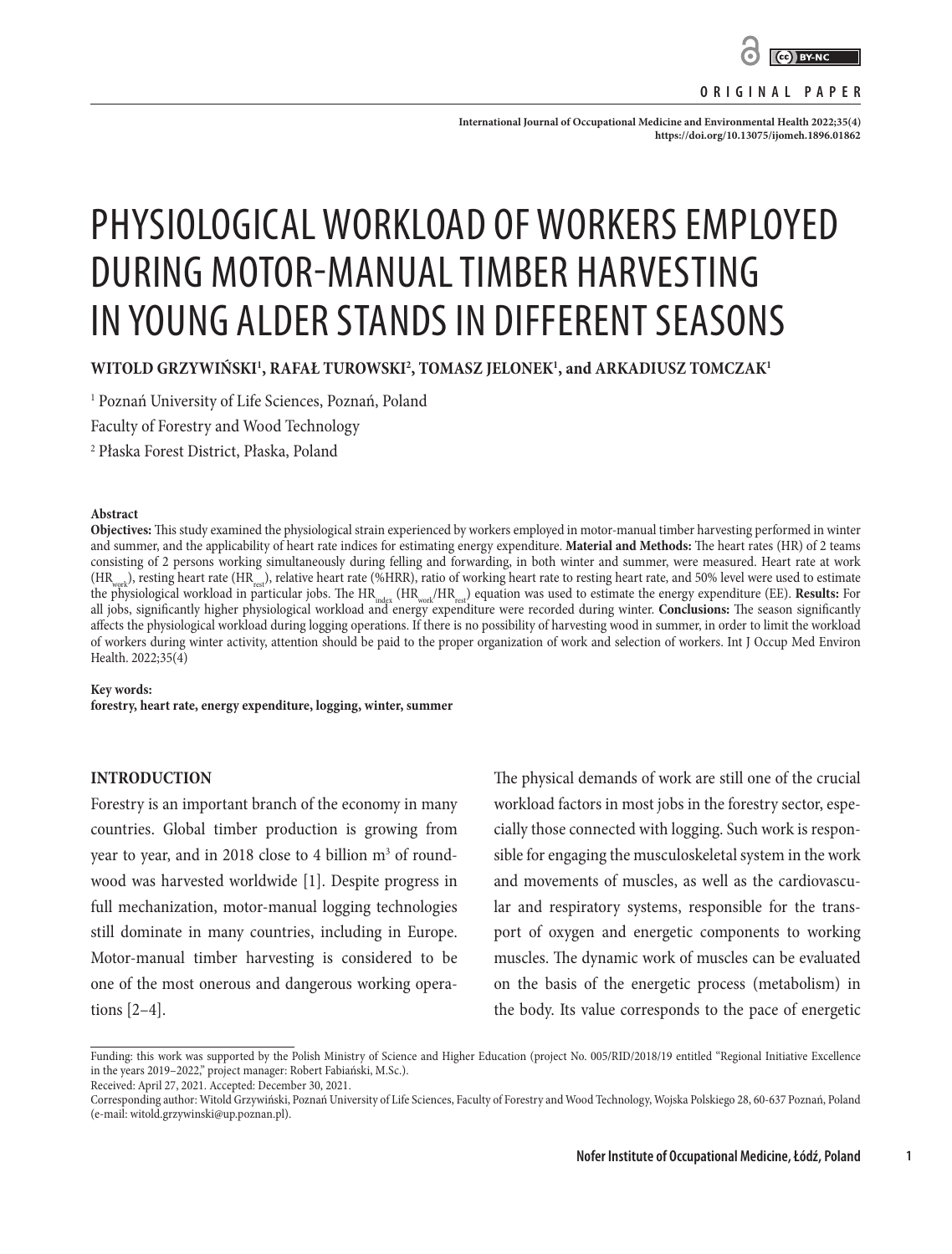ORIGINAL PAPER

# PHYSIOLOGICAL WORKLOAD OF WORKERS EMPLOYED DURING MOTOR-MANUAL TIMBER HARVESTING IN YOUNG ALDER STANDS IN DIFFERENT SEASONS

**WITOLD GRZYWIŃSKI[1], RAFAŁ TUROWSKI[2], TOMASZ JELONEK[1], and ARKADIUSZ TOMCZAK[1]**

[1] Poznań University of Life Sciences, Poznań, Poland
Faculty of Forestry and Wood Technology
[2] Płaska Forest District, Płaska, Poland

#### Abstract

**Objectives:** This study examined the physiological strain experienced by workers employed in motor-manual timber harvesting performed in winter and summer, and the applicability of heart rate indices for estimating energy expenditure. **Material and Methods:** The heart rates (HR) of 2 teams consisting of 2 persons working simultaneously during felling and forwarding, in both winter and summer, were measured. Heart rate at work ($HR_{work}$), resting heart rate ($HR_{rest}$), relative heart rate (%HRR), ratio of working heart rate to resting heart rate, and 50% level were used to estimate the physiological workload in particular jobs. The $HR_{index}$ ($HR_{work}/HR_{rest}$) equation was used to estimate the energy expenditure (EE). **Results:** For all jobs, significantly higher physiological workload and energy expenditure were recorded during winter. **Conclusions:** The season significantly affects the physiological workload during logging operations. If there is no possibility of harvesting wood in summer, in order to limit the workload of workers during winter activity, attention should be paid to the proper organization of work and selection of workers. Int J Occup Med Environ Health. 2022;35(4)

**Key words:**
**forestry, heart rate, energy expenditure, logging, winter, summer**

## INTRODUCTION

Forestry is an important branch of the economy in many countries. Global timber production is growing from year to year, and in 2018 close to 4 billion $m^3$ of roundwood was harvested worldwide [1]. Despite progress in full mechanization, motor-manual logging technologies still dominate in many countries, including in Europe. Motor-manual timber harvesting is considered to be one of the most onerous and dangerous working operations [2–4].

The physical demands of work are still one of the crucial workload factors in most jobs in the forestry sector, especially those connected with logging. Such work is responsible for engaging the musculoskeletal system in the work and movements of muscles, as well as the cardiovascular and respiratory systems, responsible for the transport of oxygen and energetic components to working muscles. The dynamic work of muscles can be evaluated on the basis of the energetic process (metabolism) in the body. Its value corresponds to the pace of energetic

Funding: this work was supported by the Polish Ministry of Science and Higher Education (project No. 005/RID/2018/19 entitled "Regional Initiative Excellence in the years 2019–2022," project manager: Robert Fabiański, M.Sc.).
Received: April 27, 2021. Accepted: December 30, 2021.
Corresponding author: Witold Grzywiński, Poznań University of Life Sciences, Faculty of Forestry and Wood Technology, Wojska Polskiego 28, 60-637 Poznań, Poland (e-mail: witold.grzywinski@up.poznan.pl).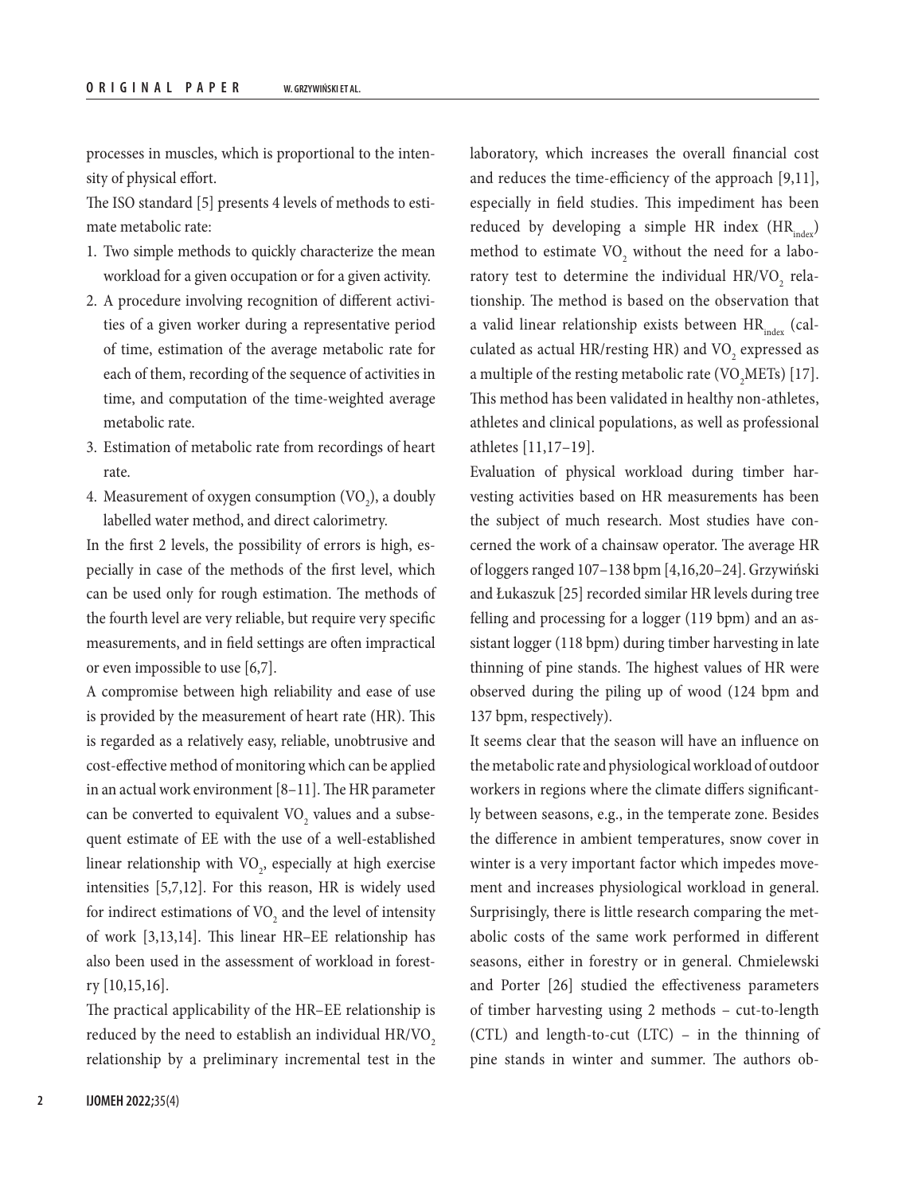processes in muscles, which is proportional to the intensity of physical effort.

The ISO standard [5] presents 4 levels of methods to estimate metabolic rate:

1. Two simple methods to quickly characterize the mean workload for a given occupation or for a given activity.
2. A procedure involving recognition of different activities of a given worker during a representative period of time, estimation of the average metabolic rate for each of them, recording of the sequence of activities in time, and computation of the time-weighted average metabolic rate.
3. Estimation of metabolic rate from recordings of heart rate.
4. Measurement of oxygen consumption ($VO_2$), a doubly labelled water method, and direct calorimetry.

In the first 2 levels, the possibility of errors is high, especially in case of the methods of the first level, which can be used only for rough estimation. The methods of the fourth level are very reliable, but require very specific measurements, and in field settings are often impractical or even impossible to use [6,7].

A compromise between high reliability and ease of use is provided by the measurement of heart rate (HR). This is regarded as a relatively easy, reliable, unobtrusive and cost-effective method of monitoring which can be applied in an actual work environment [8–11]. The HR parameter can be converted to equivalent $VO_2$ values and a subsequent estimate of EE with the use of a well-established linear relationship with $VO_2$, especially at high exercise intensities [5,7,12]. For this reason, HR is widely used for indirect estimations of $VO_2$ and the level of intensity of work [3,13,14]. This linear HR–EE relationship has also been used in the assessment of workload in forestry [10,15,16].

The practical applicability of the HR–EE relationship is reduced by the need to establish an individual $HR/VO_2$ relationship by a preliminary incremental test in the laboratory, which increases the overall financial cost and reduces the time-efficiency of the approach [9,11], especially in field studies. This impediment has been reduced by developing a simple HR index ($HR_{index}$) method to estimate $VO_2$ without the need for a laboratory test to determine the individual $HR/VO_2$ relationship. The method is based on the observation that a valid linear relationship exists between $HR_{index}$ (calculated as actual HR/resting HR) and $VO_2$ expressed as a multiple of the resting metabolic rate ($VO_2$METs) [17]. This method has been validated in healthy non-athletes, athletes and clinical populations, as well as professional athletes [11,17–19].

Evaluation of physical workload during timber harvesting activities based on HR measurements has been the subject of much research. Most studies have concerned the work of a chainsaw operator. The average HR of loggers ranged 107–138 bpm [4,16,20–24]. Grzywiński and Łukaszuk [25] recorded similar HR levels during tree felling and processing for a logger (119 bpm) and an assistant logger (118 bpm) during timber harvesting in late thinning of pine stands. The highest values of HR were observed during the piling up of wood (124 bpm and 137 bpm, respectively).

It seems clear that the season will have an influence on the metabolic rate and physiological workload of outdoor workers in regions where the climate differs significantly between seasons, e.g., in the temperate zone. Besides the difference in ambient temperatures, snow cover in winter is a very important factor which impedes movement and increases physiological workload in general. Surprisingly, there is little research comparing the metabolic costs of the same work performed in different seasons, either in forestry or in general. Chmielewski and Porter [26] studied the effectiveness parameters of timber harvesting using 2 methods – cut-to-length (CTL) and length-to-cut (LTC) – in the thinning of pine stands in winter and summer. The authors ob-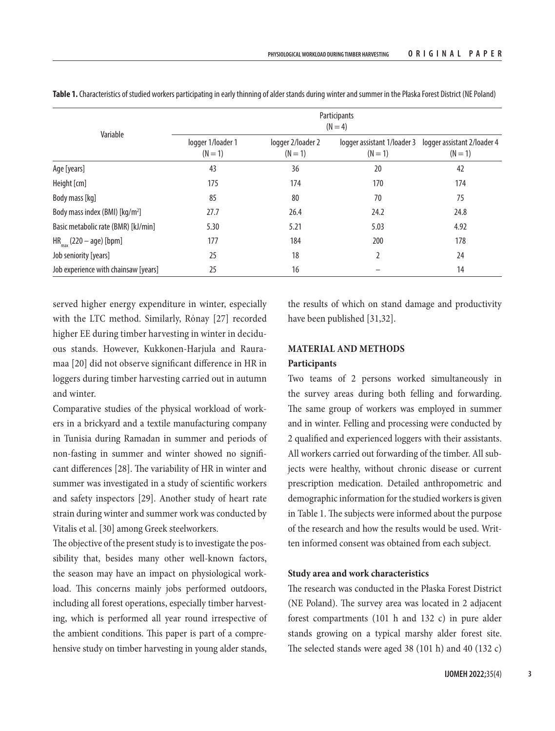**Table 1.** Characteristics of studied workers participating in early thinning of alder stands during winter and summer in the Płaska Forest District (NE Poland)

| Variable | Participants (N = 4) | | | |
|---|---|---|---|---|
| | logger 1/loader 1 (N = 1) | logger 2/loader 2 (N = 1) | logger assistant 1/loader 3 (N = 1) | logger assistant 2/loader 4 (N = 1) |
| Age [years] | 43 | 36 | 20 | 42 |
| Height [cm] | 175 | 174 | 170 | 174 |
| Body mass [kg] | 85 | 80 | 70 | 75 |
| Body mass index (BMI) [kg/m$^2$] | 27.7 | 26.4 | 24.2 | 24.8 |
| Basic metabolic rate (BMR) [kJ/min] | 5.30 | 5.21 | 5.03 | 4.92 |
| $HR_{max}$ (220 – age) [bpm] | 177 | 184 | 200 | 178 |
| Job seniority [years] | 25 | 18 | 2 | 24 |
| Job experience with chainsaw [years] | 25 | 16 | – | 14 |

served higher energy expenditure in winter, especially with the LTC method. Similarly, Rónay [27] recorded higher EE during timber harvesting in winter in deciduous stands. However, Kukkonen-Harjula and Rauramaa [20] did not observe significant difference in HR in loggers during timber harvesting carried out in autumn and winter.

Comparative studies of the physical workload of workers in a brickyard and a textile manufacturing company in Tunisia during Ramadan in summer and periods of non-fasting in summer and winter showed no significant differences [28]. The variability of HR in winter and summer was investigated in a study of scientific workers and safety inspectors [29]. Another study of heart rate strain during winter and summer work was conducted by Vitalis et al. [30] among Greek steelworkers.

The objective of the present study is to investigate the possibility that, besides many other well-known factors, the season may have an impact on physiological workload. This concerns mainly jobs performed outdoors, including all forest operations, especially timber harvesting, which is performed all year round irrespective of the ambient conditions. This paper is part of a comprehensive study on timber harvesting in young alder stands, the results of which on stand damage and productivity have been published [31,32].

## MATERIAL AND METHODS

### Participants

Two teams of 2 persons worked simultaneously in the survey areas during both felling and forwarding. The same group of workers was employed in summer and in winter. Felling and processing were conducted by 2 qualified and experienced loggers with their assistants. All workers carried out forwarding of the timber. All subjects were healthy, without chronic disease or current prescription medication. Detailed anthropometric and demographic information for the studied workers is given in Table 1. The subjects were informed about the purpose of the research and how the results would be used. Written informed consent was obtained from each subject.

### Study area and work characteristics

The research was conducted in the Płaska Forest District (NE Poland). The survey area was located in 2 adjacent forest compartments (101 h and 132 c) in pure alder stands growing on a typical marshy alder forest site. The selected stands were aged 38 (101 h) and 40 (132 c)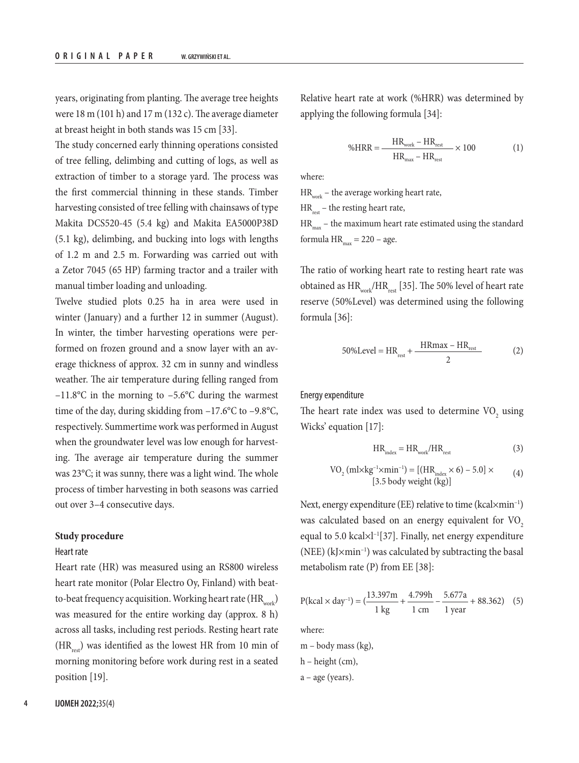years, originating from planting. The average tree heights were 18 m (101 h) and 17 m (132 c). The average diameter at breast height in both stands was 15 cm [33].

The study concerned early thinning operations consisted of tree felling, delimbing and cutting of logs, as well as extraction of timber to a storage yard. The process was the first commercial thinning in these stands. Timber harvesting consisted of tree felling with chainsaws of type Makita DCS520-45 (5.4 kg) and Makita EA5000P38D (5.1 kg), delimbing, and bucking into logs with lengths of 1.2 m and 2.5 m. Forwarding was carried out with a Zetor 7045 (65 HP) farming tractor and a trailer with manual timber loading and unloading.

Twelve studied plots 0.25 ha in area were used in winter (January) and a further 12 in summer (August). In winter, the timber harvesting operations were performed on frozen ground and a snow layer with an average thickness of approx. 32 cm in sunny and windless weather. The air temperature during felling ranged from −11.8°C in the morning to −5.6°C during the warmest time of the day, during skidding from −17.6°C to −9.8°C, respectively. Summertime work was performed in August when the groundwater level was low enough for harvesting. The average air temperature during the summer was 23°C; it was sunny, there was a light wind. The whole process of timber harvesting in both seasons was carried out over 3–4 consecutive days.

**Study procedure**

### Heart rate

Heart rate (HR) was measured using an RS800 wireless heart rate monitor (Polar Electro Oy, Finland) with beat-to-beat frequency acquisition. Working heart rate ($HR_{work}$) was measured for the entire working day (approx. 8 h) across all tasks, including rest periods. Resting heart rate ($HR_{rest}$) was identified as the lowest HR from 10 min of morning monitoring before work during rest in a seated position [19].

Relative heart rate at work (%HRR) was determined by applying the following formula [34]:

$$\%HRR = \frac{HR_{work} - HR_{rest}}{HR_{max} - HR_{rest}} \times 100 \tag{1}$$

where:

$HR_{work}$ – the average working heart rate,

$HR_{rest}$ – the resting heart rate,

$HR_{max}$ – the maximum heart rate estimated using the standard formula $HR_{max}$ = 220 − age.

The ratio of working heart rate to resting heart rate was obtained as $HR_{work}/HR_{rest}$ [35]. The 50% level of heart rate reserve (50%Level) was determined using the following formula [36]:

$$50\%Level = HR_{rest} + \frac{HRmax - HR_{rest}}{2} \tag{2}$$

### Energy expenditure

The heart rate index was used to determine $VO_2$ using Wicks' equation [17]:

$$HR_{index} = HR_{work}/HR_{rest} \tag{3}$$

$$VO_2\ (ml \times kg^{-1} \times min^{-1}) = [(HR_{index} \times 6) - 5.0] \times [3.5\ body\ weight\ (kg)] \tag{4}$$

Next, energy expenditure (EE) relative to time ($kcal \times min^{-1}$) was calculated based on an energy equivalent for $VO_2$ equal to 5.0 $kcal \times l^{-1}$[37]. Finally, net energy expenditure (NEE) ($kJ \times min^{-1}$) was calculated by subtracting the basal metabolism rate (P) from EE [38]:

$$P(kcal \times day^{-1}) = (\frac{13.397m}{1\ kg} + \frac{4.799h}{1\ cm} - \frac{5.677a}{1\ year} + 88.362) \tag{5}$$

where:

m – body mass (kg),

h – height (cm),

a – age (years).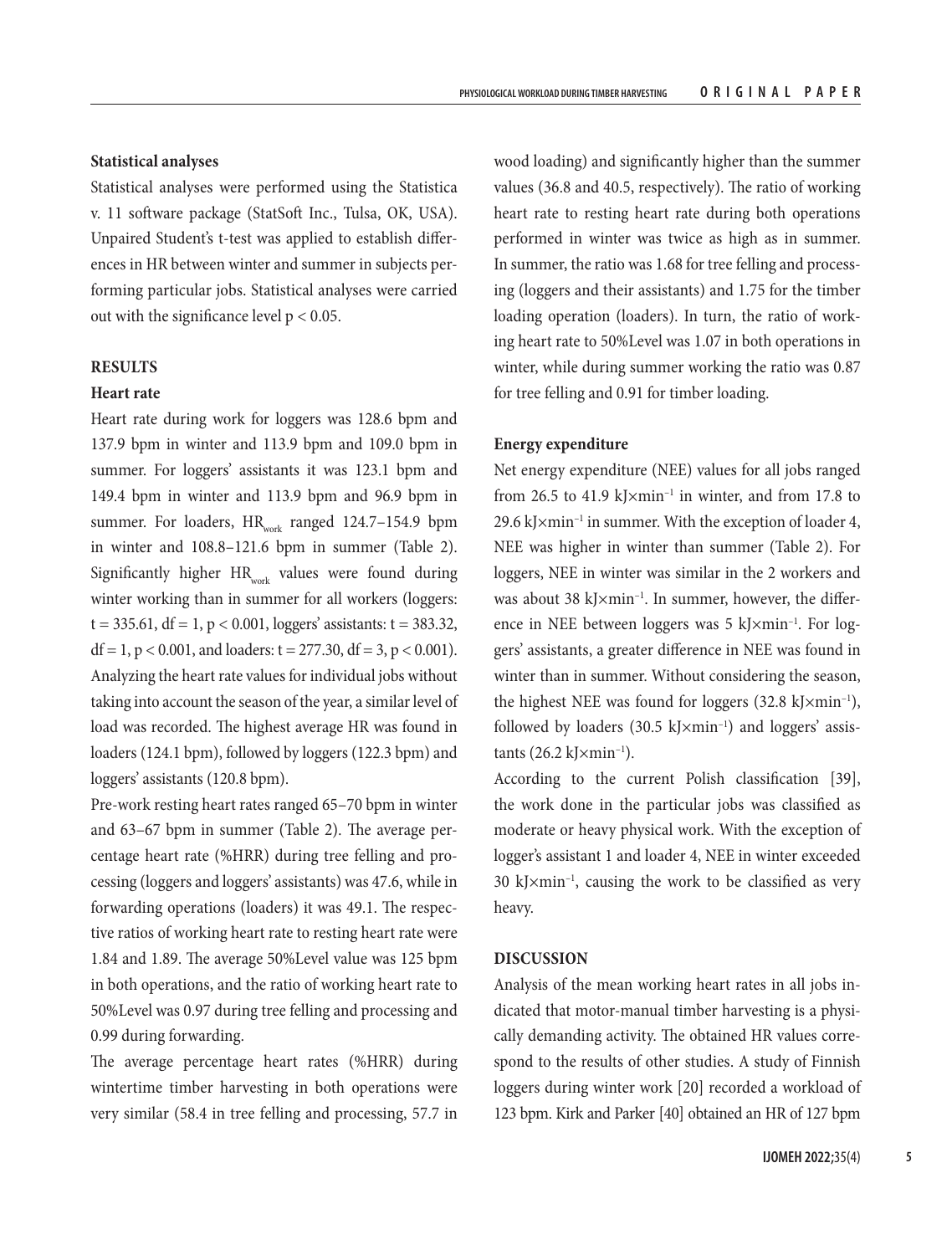### Statistical analyses

Statistical analyses were performed using the Statistica v. 11 software package (StatSoft Inc., Tulsa, OK, USA). Unpaired Student's t-test was applied to establish differences in HR between winter and summer in subjects performing particular jobs. Statistical analyses were carried out with the significance level $p < 0.05$.

## RESULTS

### Heart rate

Heart rate during work for loggers was 128.6 bpm and 137.9 bpm in winter and 113.9 bpm and 109.0 bpm in summer. For loggers' assistants it was 123.1 bpm and 149.4 bpm in winter and 113.9 bpm and 96.9 bpm in summer. For loaders, $HR_{work}$ ranged 124.7–154.9 bpm in winter and 108.8–121.6 bpm in summer (Table 2). Significantly higher $HR_{work}$ values were found during winter working than in summer for all workers (loggers: $t = 335.61$, $df = 1$, $p < 0.001$, loggers' assistants: $t = 383.32$, $df = 1$, $p < 0.001$, and loaders: $t = 277.30$, $df = 3$, $p < 0.001$). Analyzing the heart rate values for individual jobs without taking into account the season of the year, a similar level of load was recorded. The highest average HR was found in loaders (124.1 bpm), followed by loggers (122.3 bpm) and loggers' assistants (120.8 bpm).

Pre-work resting heart rates ranged 65–70 bpm in winter and 63–67 bpm in summer (Table 2). The average percentage heart rate (%HRR) during tree felling and processing (loggers and loggers' assistants) was 47.6, while in forwarding operations (loaders) it was 49.1. The respective ratios of working heart rate to resting heart rate were 1.84 and 1.89. The average 50%Level value was 125 bpm in both operations, and the ratio of working heart rate to 50%Level was 0.97 during tree felling and processing and 0.99 during forwarding.

The average percentage heart rates (%HRR) during wintertime timber harvesting in both operations were very similar (58.4 in tree felling and processing, 57.7 in wood loading) and significantly higher than the summer values (36.8 and 40.5, respectively). The ratio of working heart rate to resting heart rate during both operations performed in winter was twice as high as in summer. In summer, the ratio was 1.68 for tree felling and processing (loggers and their assistants) and 1.75 for the timber loading operation (loaders). In turn, the ratio of working heart rate to 50%Level was 1.07 in both operations in winter, while during summer working the ratio was 0.87 for tree felling and 0.91 for timber loading.

### Energy expenditure

Net energy expenditure (NEE) values for all jobs ranged from 26.5 to 41.9 $kJ \times min^{-1}$ in winter, and from 17.8 to 29.6 $kJ \times min^{-1}$ in summer. With the exception of loader 4, NEE was higher in winter than summer (Table 2). For loggers, NEE in winter was similar in the 2 workers and was about 38 $kJ \times min^{-1}$. In summer, however, the difference in NEE between loggers was 5 $kJ \times min^{-1}$. For loggers' assistants, a greater difference in NEE was found in winter than in summer. Without considering the season, the highest NEE was found for loggers (32.8 $kJ \times min^{-1}$), followed by loaders (30.5 $kJ \times min^{-1}$) and loggers' assistants (26.2 $kJ \times min^{-1}$).

According to the current Polish classification [39], the work done in the particular jobs was classified as moderate or heavy physical work. With the exception of logger's assistant 1 and loader 4, NEE in winter exceeded 30 $kJ \times min^{-1}$, causing the work to be classified as very heavy.

## DISCUSSION

Analysis of the mean working heart rates in all jobs indicated that motor-manual timber harvesting is a physically demanding activity. The obtained HR values correspond to the results of other studies. A study of Finnish loggers during winter work [20] recorded a workload of 123 bpm. Kirk and Parker [40] obtained an HR of 127 bpm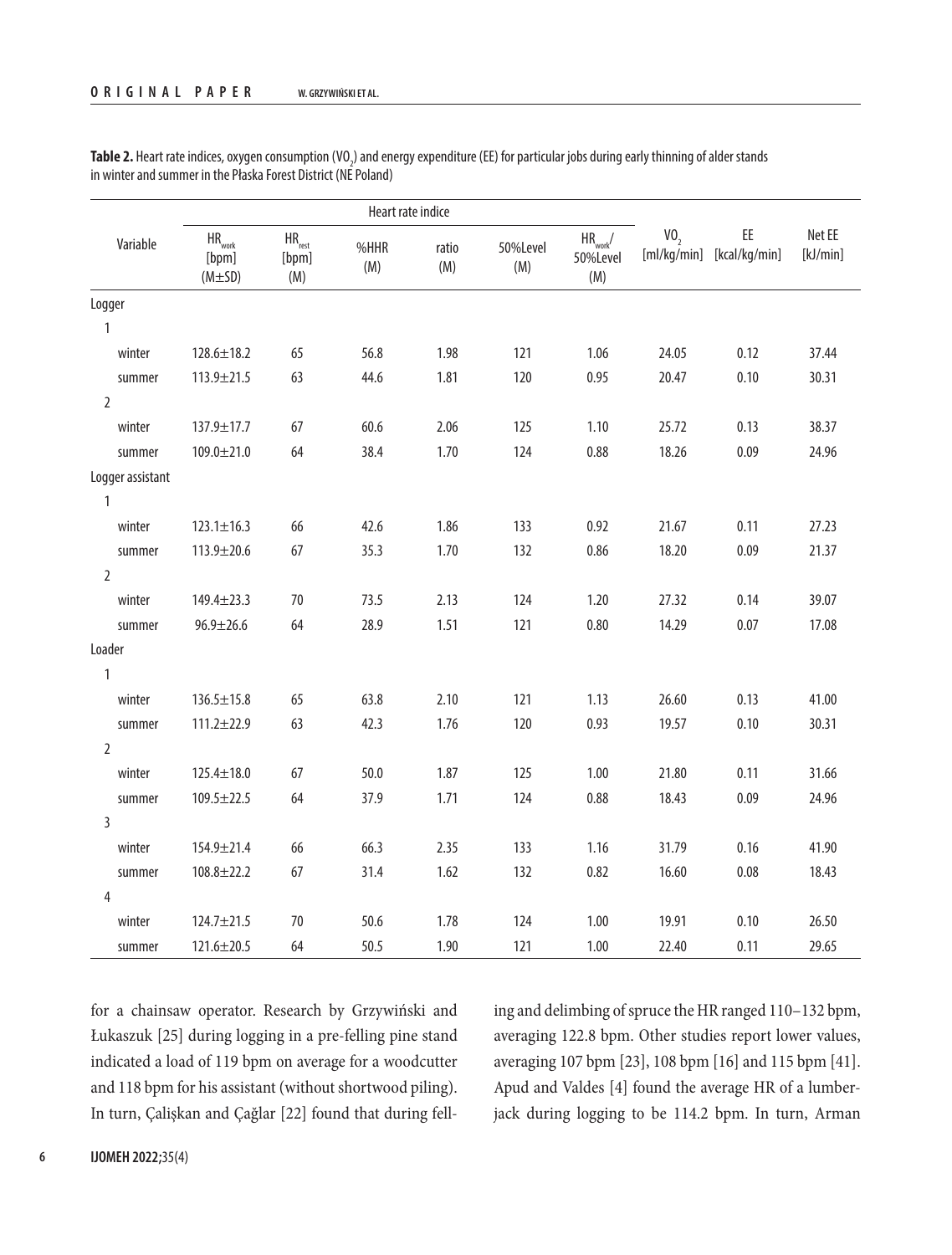**Table 2.** Heart rate indices, oxygen consumption ($VO_2$) and energy expenditure (EE) for particular jobs during early thinning of alder stands in winter and summer in the Płaska Forest District (NE Poland)

| Variable | Heart rate indice | | | | | | | | |
|---|---|---|---|---|---|---|---|---|---|
| | $HR_{work}$ [bpm] (M±SD) | $HR_{rest}$ [bpm] (M) | %HHR (M) | ratio (M) | 50%Level (M) | $HR_{work}$/ 50%Level (M) | $VO_2$ [ml/kg/min] | EE [kcal/kg/min] | Net EE [kJ/min] |
| Logger | | | | | | | | | |
| 1 | | | | | | | | | |
| winter | 128.6±18.2 | 65 | 56.8 | 1.98 | 121 | 1.06 | 24.05 | 0.12 | 37.44 |
| summer | 113.9±21.5 | 63 | 44.6 | 1.81 | 120 | 0.95 | 20.47 | 0.10 | 30.31 |
| 2 | | | | | | | | | |
| winter | 137.9±17.7 | 67 | 60.6 | 2.06 | 125 | 1.10 | 25.72 | 0.13 | 38.37 |
| summer | 109.0±21.0 | 64 | 38.4 | 1.70 | 124 | 0.88 | 18.26 | 0.09 | 24.96 |
| Logger assistant | | | | | | | | | |
| 1 | | | | | | | | | |
| winter | 123.1±16.3 | 66 | 42.6 | 1.86 | 133 | 0.92 | 21.67 | 0.11 | 27.23 |
| summer | 113.9±20.6 | 67 | 35.3 | 1.70 | 132 | 0.86 | 18.20 | 0.09 | 21.37 |
| 2 | | | | | | | | | |
| winter | 149.4±23.3 | 70 | 73.5 | 2.13 | 124 | 1.20 | 27.32 | 0.14 | 39.07 |
| summer | 96.9±26.6 | 64 | 28.9 | 1.51 | 121 | 0.80 | 14.29 | 0.07 | 17.08 |
| Loader | | | | | | | | | |
| 1 | | | | | | | | | |
| winter | 136.5±15.8 | 65 | 63.8 | 2.10 | 121 | 1.13 | 26.60 | 0.13 | 41.00 |
| summer | 111.2±22.9 | 63 | 42.3 | 1.76 | 120 | 0.93 | 19.57 | 0.10 | 30.31 |
| 2 | | | | | | | | | |
| winter | 125.4±18.0 | 67 | 50.0 | 1.87 | 125 | 1.00 | 21.80 | 0.11 | 31.66 |
| summer | 109.5±22.5 | 64 | 37.9 | 1.71 | 124 | 0.88 | 18.43 | 0.09 | 24.96 |
| 3 | | | | | | | | | |
| winter | 154.9±21.4 | 66 | 66.3 | 2.35 | 133 | 1.16 | 31.79 | 0.16 | 41.90 |
| summer | 108.8±22.2 | 67 | 31.4 | 1.62 | 132 | 0.82 | 16.60 | 0.08 | 18.43 |
| 4 | | | | | | | | | |
| winter | 124.7±21.5 | 70 | 50.6 | 1.78 | 124 | 1.00 | 19.91 | 0.10 | 26.50 |
| summer | 121.6±20.5 | 64 | 50.5 | 1.90 | 121 | 1.00 | 22.40 | 0.11 | 29.65 |

for a chainsaw operator. Research by Grzywiński and Łukaszuk [25] during logging in a pre-felling pine stand indicated a load of 119 bpm on average for a woodcutter and 118 bpm for his assistant (without shortwood piling). In turn, Çalişkan and Çağlar [22] found that during felling and delimbing of spruce the HR ranged 110–132 bpm, averaging 122.8 bpm. Other studies report lower values, averaging 107 bpm [23], 108 bpm [16] and 115 bpm [41]. Apud and Valdes [4] found the average HR of a lumberjack during logging to be 114.2 bpm. In turn, Arman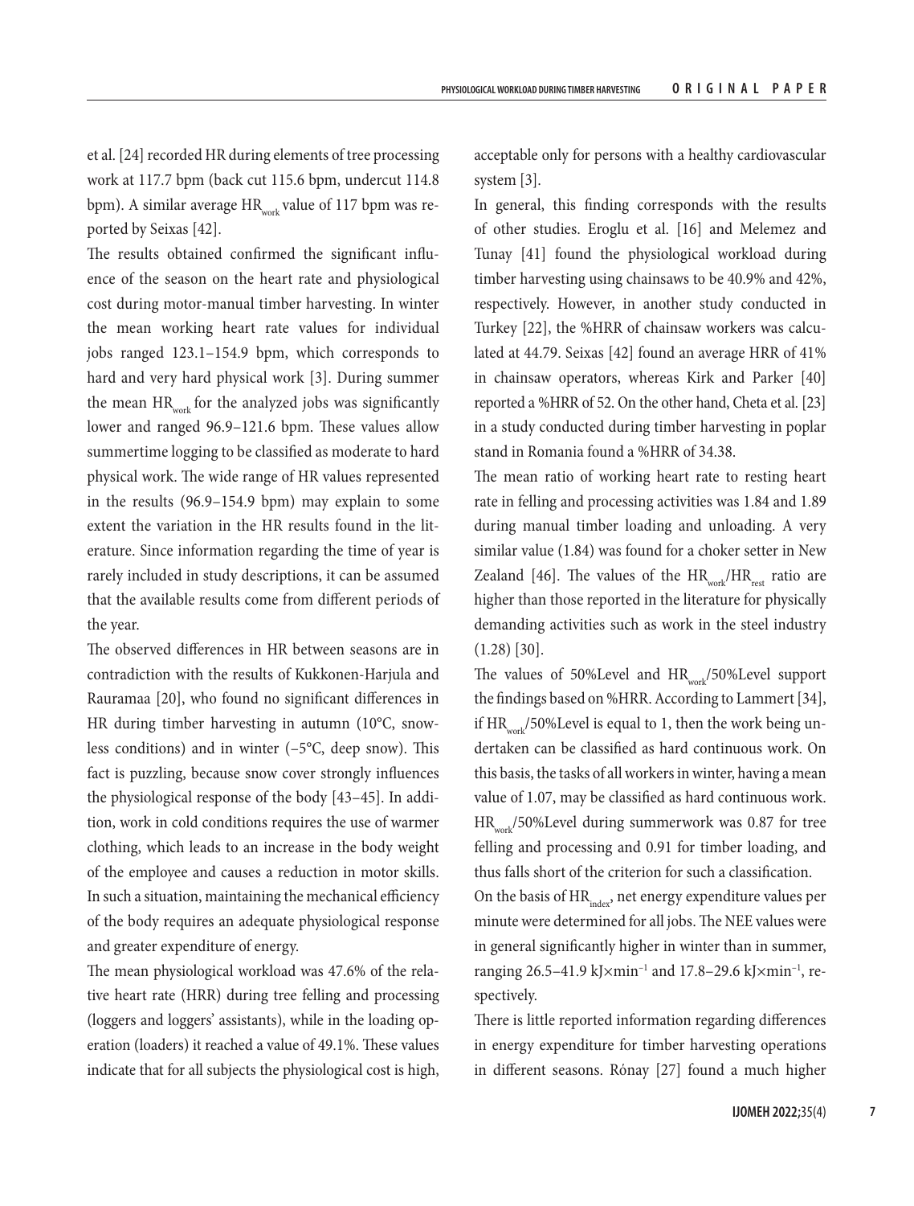et al. [24] recorded HR during elements of tree processing work at 117.7 bpm (back cut 115.6 bpm, undercut 114.8 bpm). A similar average $HR_{work}$ value of 117 bpm was reported by Seixas [42].

The results obtained confirmed the significant influence of the season on the heart rate and physiological cost during motor-manual timber harvesting. In winter the mean working heart rate values for individual jobs ranged 123.1–154.9 bpm, which corresponds to hard and very hard physical work [3]. During summer the mean $HR_{work}$ for the analyzed jobs was significantly lower and ranged 96.9–121.6 bpm. These values allow summertime logging to be classified as moderate to hard physical work. The wide range of HR values represented in the results (96.9–154.9 bpm) may explain to some extent the variation in the HR results found in the literature. Since information regarding the time of year is rarely included in study descriptions, it can be assumed that the available results come from different periods of the year.

The observed differences in HR between seasons are in contradiction with the results of Kukkonen-Harjula and Rauramaa [20], who found no significant differences in HR during timber harvesting in autumn (10°C, snowless conditions) and in winter (–5°C, deep snow). This fact is puzzling, because snow cover strongly influences the physiological response of the body [43–45]. In addition, work in cold conditions requires the use of warmer clothing, which leads to an increase in the body weight of the employee and causes a reduction in motor skills. In such a situation, maintaining the mechanical efficiency of the body requires an adequate physiological response and greater expenditure of energy.

The mean physiological workload was 47.6% of the relative heart rate (HRR) during tree felling and processing (loggers and loggers' assistants), while in the loading operation (loaders) it reached a value of 49.1%. These values indicate that for all subjects the physiological cost is high, acceptable only for persons with a healthy cardiovascular system [3].

In general, this finding corresponds with the results of other studies. Eroglu et al. [16] and Melemez and Tunay [41] found the physiological workload during timber harvesting using chainsaws to be 40.9% and 42%, respectively. However, in another study conducted in Turkey [22], the %HRR of chainsaw workers was calculated at 44.79. Seixas [42] found an average HRR of 41% in chainsaw operators, whereas Kirk and Parker [40] reported a %HRR of 52. On the other hand, Cheta et al. [23] in a study conducted during timber harvesting in poplar stand in Romania found a %HRR of 34.38.

The mean ratio of working heart rate to resting heart rate in felling and processing activities was 1.84 and 1.89 during manual timber loading and unloading. A very similar value (1.84) was found for a choker setter in New Zealand [46]. The values of the $HR_{work}/HR_{rest}$ ratio are higher than those reported in the literature for physically demanding activities such as work in the steel industry (1.28) [30].

The values of 50%Level and $HR_{work}$/50%Level support the findings based on %HRR. According to Lammert [34], if $HR_{work}$/50%Level is equal to 1, then the work being undertaken can be classified as hard continuous work. On this basis, the tasks of all workers in winter, having a mean value of 1.07, may be classified as hard continuous work. $HR_{work}$/50%Level during summerwork was 0.87 for tree felling and processing and 0.91 for timber loading, and thus falls short of the criterion for such a classification.

On the basis of $HR_{index}$, net energy expenditure values per minute were determined for all jobs. The NEE values were in general significantly higher in winter than in summer, ranging 26.5–41.9 kJ×min$^{-1}$ and 17.8–29.6 kJ×min$^{-1}$, respectively.

There is little reported information regarding differences in energy expenditure for timber harvesting operations in different seasons. Rónay [27] found a much higher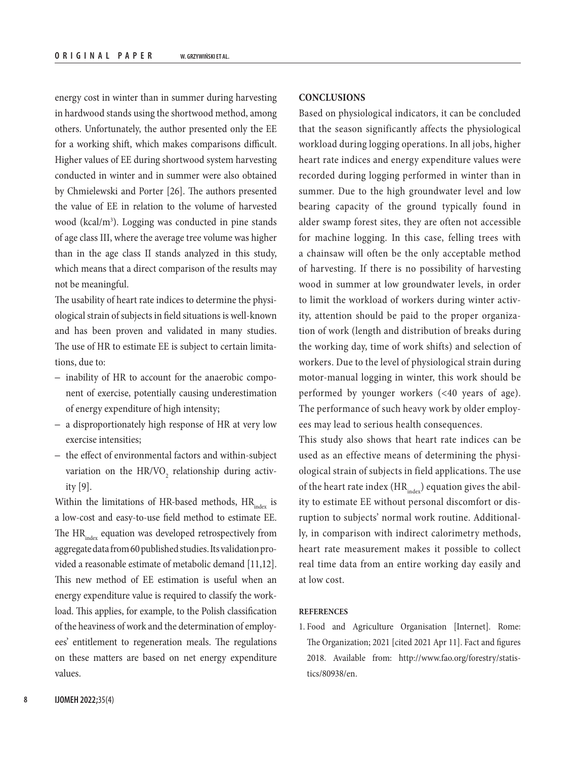energy cost in winter than in summer during harvesting in hardwood stands using the shortwood method, among others. Unfortunately, the author presented only the EE for a working shift, which makes comparisons difficult. Higher values of EE during shortwood system harvesting conducted in winter and in summer were also obtained by Chmielewski and Porter [26]. The authors presented the value of EE in relation to the volume of harvested wood (kcal/$m^3$). Logging was conducted in pine stands of age class III, where the average tree volume was higher than in the age class II stands analyzed in this study, which means that a direct comparison of the results may not be meaningful.

The usability of heart rate indices to determine the physiological strain of subjects in field situations is well-known and has been proven and validated in many studies. The use of HR to estimate EE is subject to certain limitations, due to:

- inability of HR to account for the anaerobic component of exercise, potentially causing underestimation of energy expenditure of high intensity;
- a disproportionately high response of HR at very low exercise intensities;
- the effect of environmental factors and within-subject variation on the $HR/VO_2$ relationship during activity [9].

Within the limitations of HR-based methods, $HR_{index}$ is a low-cost and easy-to-use field method to estimate EE. The $HR_{index}$ equation was developed retrospectively from aggregate data from 60 published studies. Its validation provided a reasonable estimate of metabolic demand [11,12]. This new method of EE estimation is useful when an energy expenditure value is required to classify the workload. This applies, for example, to the Polish classification of the heaviness of work and the determination of employees' entitlement to regeneration meals. The regulations on these matters are based on net energy expenditure values.

## CONCLUSIONS

Based on physiological indicators, it can be concluded that the season significantly affects the physiological workload during logging operations. In all jobs, higher heart rate indices and energy expenditure values were recorded during logging performed in winter than in summer. Due to the high groundwater level and low bearing capacity of the ground typically found in alder swamp forest sites, they are often not accessible for machine logging. In this case, felling trees with a chainsaw will often be the only acceptable method of harvesting. If there is no possibility of harvesting wood in summer at low groundwater levels, in order to limit the workload of workers during winter activity, attention should be paid to the proper organization of work (length and distribution of breaks during the working day, time of work shifts) and selection of workers. Due to the level of physiological strain during motor-manual logging in winter, this work should be performed by younger workers (<40 years of age). The performance of such heavy work by older employees may lead to serious health consequences.

This study also shows that heart rate indices can be used as an effective means of determining the physiological strain of subjects in field applications. The use of the heart rate index ($HR_{index}$) equation gives the ability to estimate EE without personal discomfort or disruption to subjects' normal work routine. Additionally, in comparison with indirect calorimetry methods, heart rate measurement makes it possible to collect real time data from an entire working day easily and at low cost.

## REFERENCES

1. Food and Agriculture Organisation [Internet]. Rome: The Organization; 2021 [cited 2021 Apr 11]. Fact and figures 2018. Available from: http://www.fao.org/forestry/statistics/80938/en.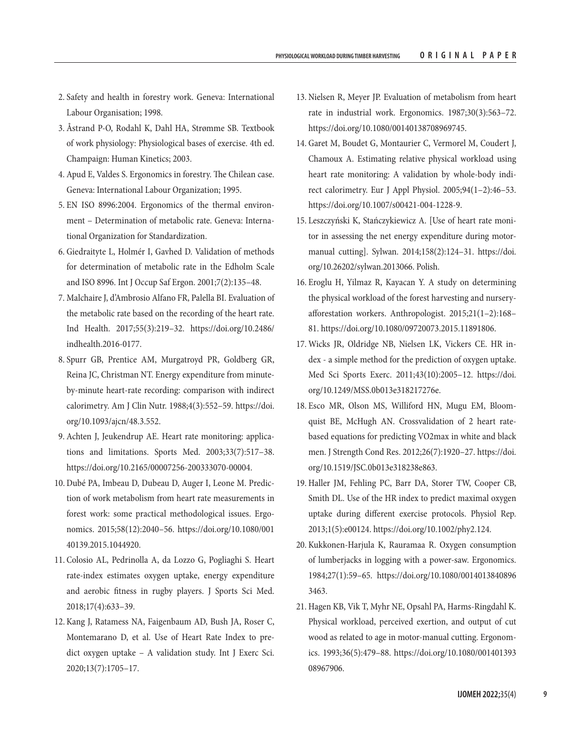2. Safety and health in forestry work. Geneva: International Labour Organisation; 1998.
3. Åstrand P-O, Rodahl K, Dahl HA, Strømme SB. Textbook of work physiology: Physiological bases of exercise. 4th ed. Champaign: Human Kinetics; 2003.
4. Apud E, Valdes S. Ergonomics in forestry. The Chilean case. Geneva: International Labour Organization; 1995.
5. EN ISO 8996:2004. Ergonomics of the thermal environment – Determination of metabolic rate. Geneva: International Organization for Standardization.
6. Giedraityte L, Holmér I, Gavhed D. Validation of methods for determination of metabolic rate in the Edholm Scale and ISO 8996. Int J Occup Saf Ergon. 2001;7(2):135–48.
7. Malchaire J, d'Ambrosio Alfano FR, Palella BI. Evaluation of the metabolic rate based on the recording of the heart rate. Ind Health. 2017;55(3):219–32. https://doi.org/10.2486/indhealth.2016-0177.
8. Spurr GB, Prentice AM, Murgatroyd PR, Goldberg GR, Reina JC, Christman NT. Energy expenditure from minute-by-minute heart-rate recording: comparison with indirect calorimetry. Am J Clin Nutr. 1988;4(3):552–59. https://doi.org/10.1093/ajcn/48.3.552.
9. Achten J, Jeukendrup AE. Heart rate monitoring: applications and limitations. Sports Med. 2003;33(7):517–38. https://doi.org/10.2165/00007256-200333070-00004.
10. Dubé PA, Imbeau D, Dubeau D, Auger I, Leone M. Prediction of work metabolism from heart rate measurements in forest work: some practical methodological issues. Ergonomics. 2015;58(12):2040–56. https://doi.org/10.1080/00140139.2015.1044920.
11. Colosio AL, Pedrinolla A, da Lozzo G, Pogliaghi S. Heart rate-index estimates oxygen uptake, energy expenditure and aerobic fitness in rugby players. J Sports Sci Med. 2018;17(4):633–39.
12. Kang J, Ratamess NA, Faigenbaum AD, Bush JA, Roser C, Montemarano D, et al. Use of Heart Rate Index to predict oxygen uptake – A validation study. Int J Exerc Sci. 2020;13(7):1705–17.
13. Nielsen R, Meyer JP. Evaluation of metabolism from heart rate in industrial work. Ergonomics. 1987;30(3):563–72. https://doi.org/10.1080/00140138708969745.
14. Garet M, Boudet G, Montaurier C, Vermorel M, Coudert J, Chamoux A. Estimating relative physical workload using heart rate monitoring: A validation by whole-body indirect calorimetry. Eur J Appl Physiol. 2005;94(1–2):46–53. https://doi.org/10.1007/s00421-004-1228-9.
15. Leszczyński K, Stańczykiewicz A. [Use of heart rate monitor in assessing the net energy expenditure during motor-manual cutting]. Sylwan. 2014;158(2):124–31. https://doi.org/10.26202/sylwan.2013066. Polish.
16. Eroglu H, Yilmaz R, Kayacan Y. A study on determining the physical workload of the forest harvesting and nursery-afforestation workers. Anthropologist. 2015;21(1–2):168–81. https://doi.org/10.1080/09720073.2015.11891806.
17. Wicks JR, Oldridge NB, Nielsen LK, Vickers CE. HR index - a simple method for the prediction of oxygen uptake. Med Sci Sports Exerc. 2011;43(10):2005–12. https://doi.org/10.1249/MSS.0b013e318217276e.
18. Esco MR, Olson MS, Williford HN, Mugu EM, Bloomquist BE, McHugh AN. Crossvalidation of 2 heart rate-based equations for predicting VO2max in white and black men. J Strength Cond Res. 2012;26(7):1920–27. https://doi.org/10.1519/JSC.0b013e318238e863.
19. Haller JM, Fehling PC, Barr DA, Storer TW, Cooper CB, Smith DL. Use of the HR index to predict maximal oxygen uptake during different exercise protocols. Physiol Rep. 2013;1(5):e00124. https://doi.org/10.1002/phy2.124.
20. Kukkonen-Harjula K, Rauramaa R. Oxygen consumption of lumberjacks in logging with a power-saw. Ergonomics. 1984;27(1):59–65. https://doi.org/10.1080/00140138408963463.
21. Hagen KB, Vik T, Myhr NE, Opsahl PA, Harms-Ringdahl K. Physical workload, perceived exertion, and output of cut wood as related to age in motor-manual cutting. Ergonomics. 1993;36(5):479–88. https://doi.org/10.1080/00140139308967906.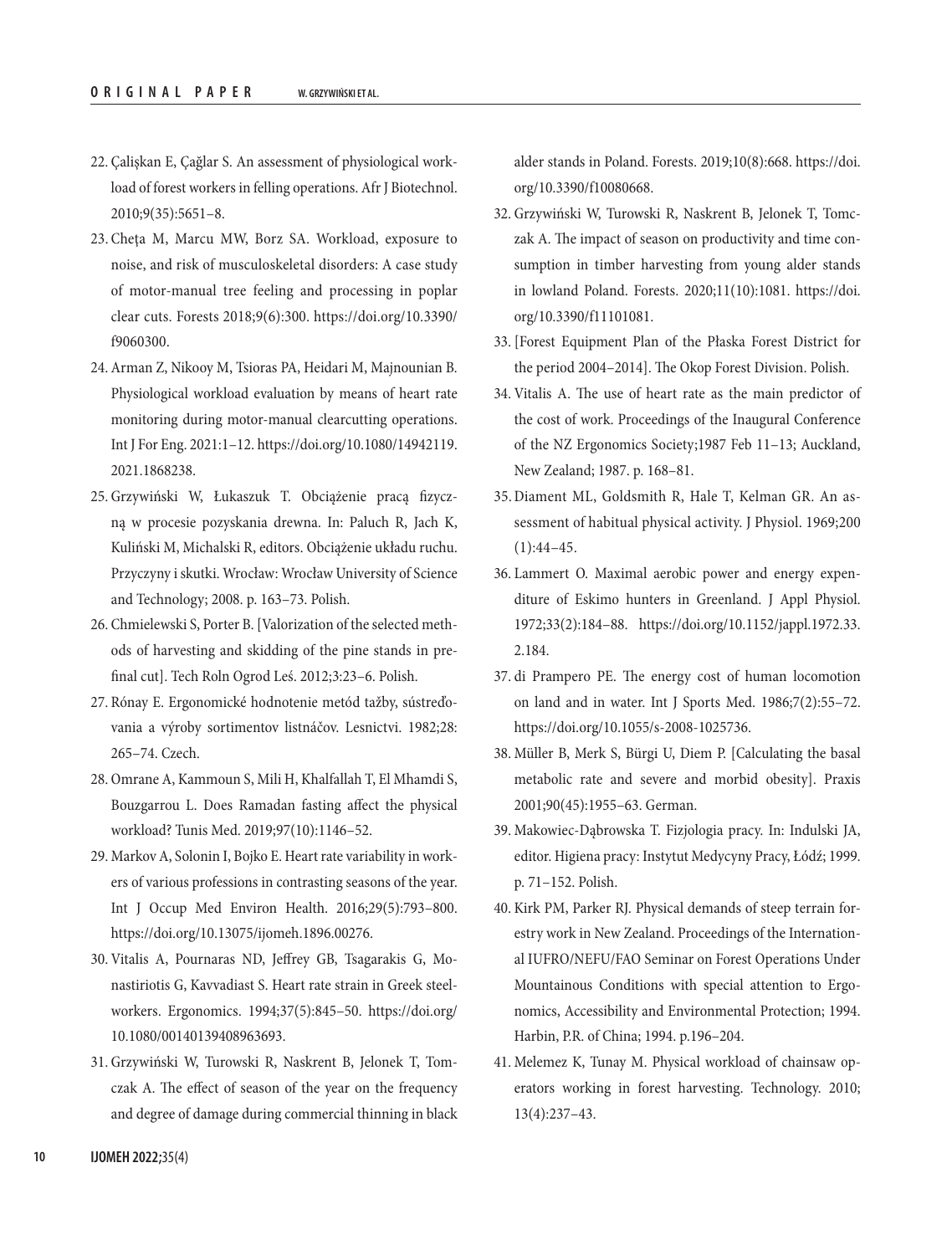22. Çalişkan E, Çağlar S. An assessment of physiological workload of forest workers in felling operations. Afr J Biotechnol. 2010;9(35):5651–8.
23. Cheţa M, Marcu MW, Borz SA. Workload, exposure to noise, and risk of musculoskeletal disorders: A case study of motor-manual tree feeling and processing in poplar clear cuts. Forests 2018;9(6):300. https://doi.org/10.3390/f9060300.
24. Arman Z, Nikooy M, Tsioras PA, Heidari M, Majnounian B. Physiological workload evaluation by means of heart rate monitoring during motor-manual clearcutting operations. Int J For Eng. 2021:1–12. https://doi.org/10.1080/14942119.2021.1868238.
25. Grzywiński W, Łukaszuk T. Obciążenie pracą fizyczną w procesie pozyskania drewna. In: Paluch R, Jach K, Kuliński M, Michalski R, editors. Obciążenie układu ruchu. Przyczyny i skutki. Wrocław: Wrocław University of Science and Technology; 2008. p. 163–73. Polish.
26. Chmielewski S, Porter B. [Valorization of the selected methods of harvesting and skidding of the pine stands in prefinal cut]. Tech Roln Ogrod Leś. 2012;3:23–6. Polish.
27. Rónay E. Ergonomické hodnotenie metód ťažby, sústreďovania a výroby sortimentov listnáčov. Lesnictvi. 1982;28: 265–74. Czech.
28. Omrane A, Kammoun S, Mili H, Khalfallah T, El Mhamdi S, Bouzgarrou L. Does Ramadan fasting affect the physical workload? Tunis Med. 2019;97(10):1146–52.
29. Markov A, Solonin I, Bojko E. Heart rate variability in workers of various professions in contrasting seasons of the year. Int J Occup Med Environ Health. 2016;29(5):793–800. https://doi.org/10.13075/ijomeh.1896.00276.
30. Vitalis A, Pournaras ND, Jeffrey GB, Tsagarakis G, Monastiriotis G, Kavvadiast S. Heart rate strain in Greek steelworkers. Ergonomics. 1994;37(5):845–50. https://doi.org/10.1080/00140139408963693.
31. Grzywiński W, Turowski R, Naskrent B, Jelonek T, Tomczak A. The effect of season of the year on the frequency and degree of damage during commercial thinning in black alder stands in Poland. Forests. 2019;10(8):668. https://doi.org/10.3390/f10080668.
32. Grzywiński W, Turowski R, Naskrent B, Jelonek T, Tomczak A. The impact of season on productivity and time consumption in timber harvesting from young alder stands in lowland Poland. Forests. 2020;11(10):1081. https://doi.org/10.3390/f11101081.
33. [Forest Equipment Plan of the Płaska Forest District for the period 2004–2014]. The Okop Forest Division. Polish.
34. Vitalis A. The use of heart rate as the main predictor of the cost of work. Proceedings of the Inaugural Conference of the NZ Ergonomics Society;1987 Feb 11–13; Auckland, New Zealand; 1987. p. 168–81.
35. Diament ML, Goldsmith R, Hale T, Kelman GR. An assessment of habitual physical activity. J Physiol. 1969;200 (1):44–45.
36. Lammert O. Maximal aerobic power and energy expenditure of Eskimo hunters in Greenland. J Appl Physiol. 1972;33(2):184–88. https://doi.org/10.1152/jappl.1972.33.2.184.
37. di Prampero PE. The energy cost of human locomotion on land and in water. Int J Sports Med. 1986;7(2):55–72. https://doi.org/10.1055/s-2008-1025736.
38. Müller B, Merk S, Bürgi U, Diem P. [Calculating the basal metabolic rate and severe and morbid obesity]. Praxis 2001;90(45):1955–63. German.
39. Makowiec-Dąbrowska T. Fizjologia pracy. In: Indulski JA, editor. Higiena pracy: Instytut Medycyny Pracy, Łódź; 1999. p. 71–152. Polish.
40. Kirk PM, Parker RJ. Physical demands of steep terrain forestry work in New Zealand. Proceedings of the International IUFRO/NEFU/FAO Seminar on Forest Operations Under Mountainous Conditions with special attention to Ergonomics, Accessibility and Environmental Protection; 1994. Harbin, P.R. of China; 1994. p.196–204.
41. Melemez K, Tunay M. Physical workload of chainsaw operators working in forest harvesting. Technology. 2010; 13(4):237–43.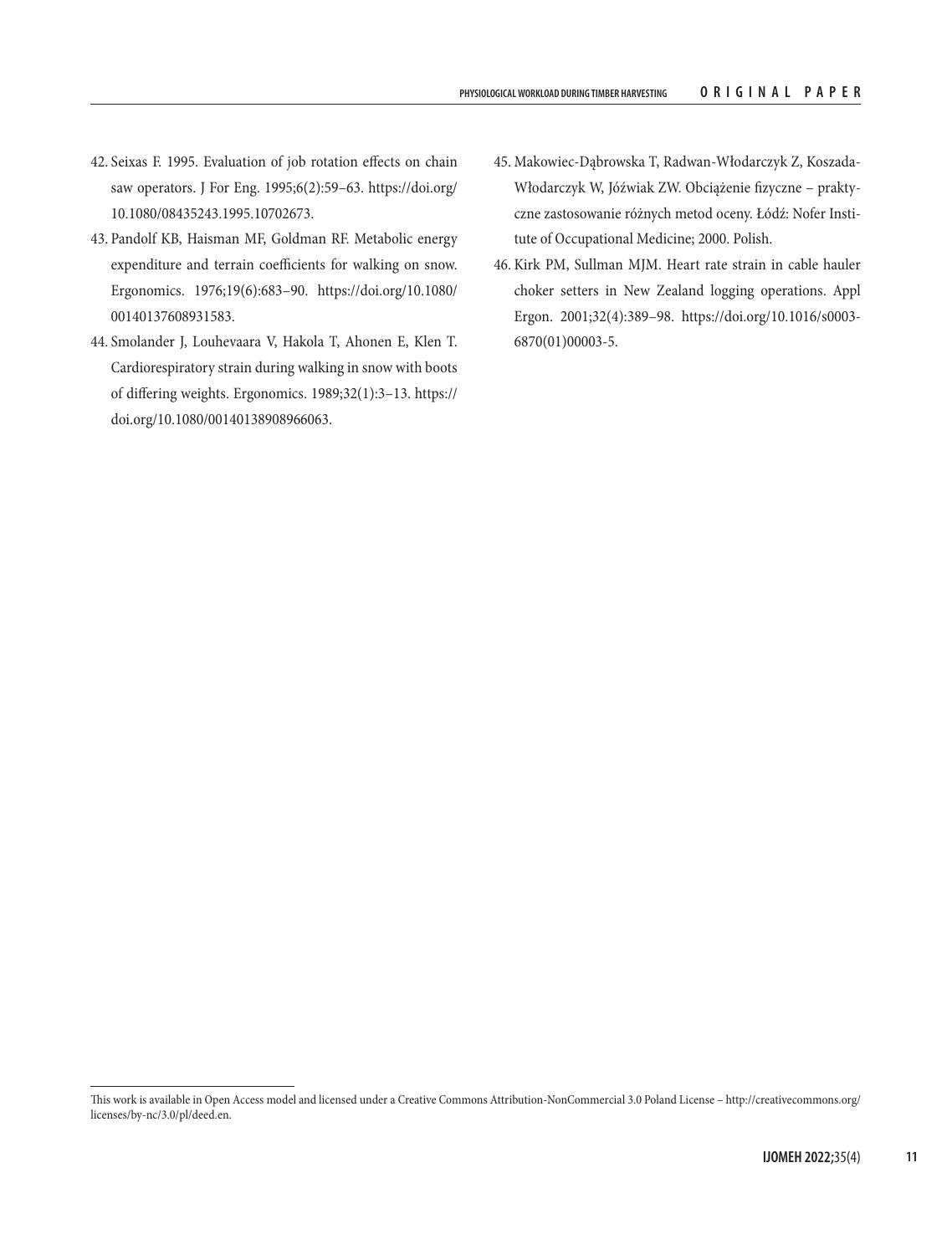42. Seixas F. 1995. Evaluation of job rotation effects on chain saw operators. J For Eng. 1995;6(2):59–63. https://doi.org/10.1080/08435243.1995.10702673.
43. Pandolf KB, Haisman MF, Goldman RF. Metabolic energy expenditure and terrain coefficients for walking on snow. Ergonomics. 1976;19(6):683–90. https://doi.org/10.1080/00140137608931583.
44. Smolander J, Louhevaara V, Hakola T, Ahonen E, Klen T. Cardiorespiratory strain during walking in snow with boots of differing weights. Ergonomics. 1989;32(1):3–13. https://doi.org/10.1080/00140138908966063.
45. Makowiec-Dąbrowska T, Radwan-Włodarczyk Z, Koszada-Włodarczyk W, Jóźwiak ZW. Obciążenie fizyczne – praktyczne zastosowanie różnych metod oceny. Łódź: Nofer Institute of Occupational Medicine; 2000. Polish.
46. Kirk PM, Sullman MJM. Heart rate strain in cable hauler choker setters in New Zealand logging operations. Appl Ergon. 2001;32(4):389–98. https://doi.org/10.1016/s0003-6870(01)00003-5.

This work is available in Open Access model and licensed under a Creative Commons Attribution-NonCommercial 3.0 Poland License – http://creativecommons.org/licenses/by-nc/3.0/pl/deed.en.